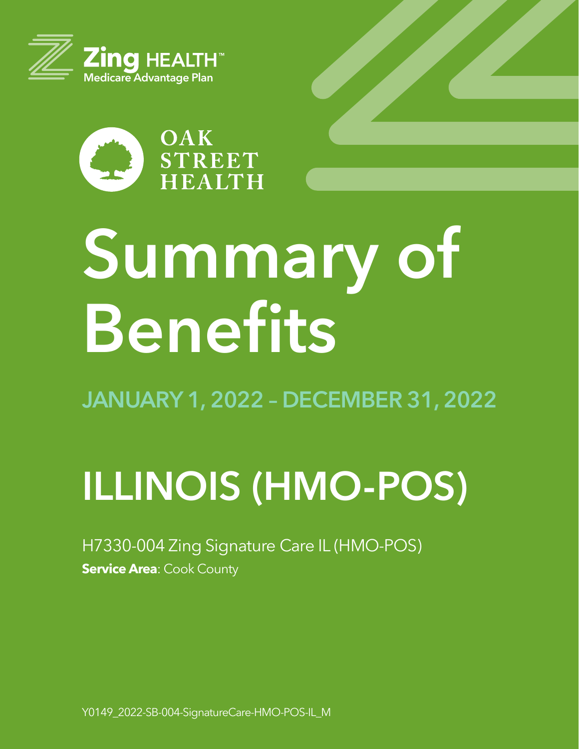Zing HEALTH™
Medicare Advantage Plan

OAK STREET HEALTH

# Summary of Benefits

## JANUARY 1, 2022 – DECEMBER 31, 2022

# ILLINOIS (HMO-POS)

H7330-004 Zing Signature Care IL (HMO-POS)

**Service Area**: Cook County

Y0149_2022-SB-004-SignatureCare-HMO-POS-IL_M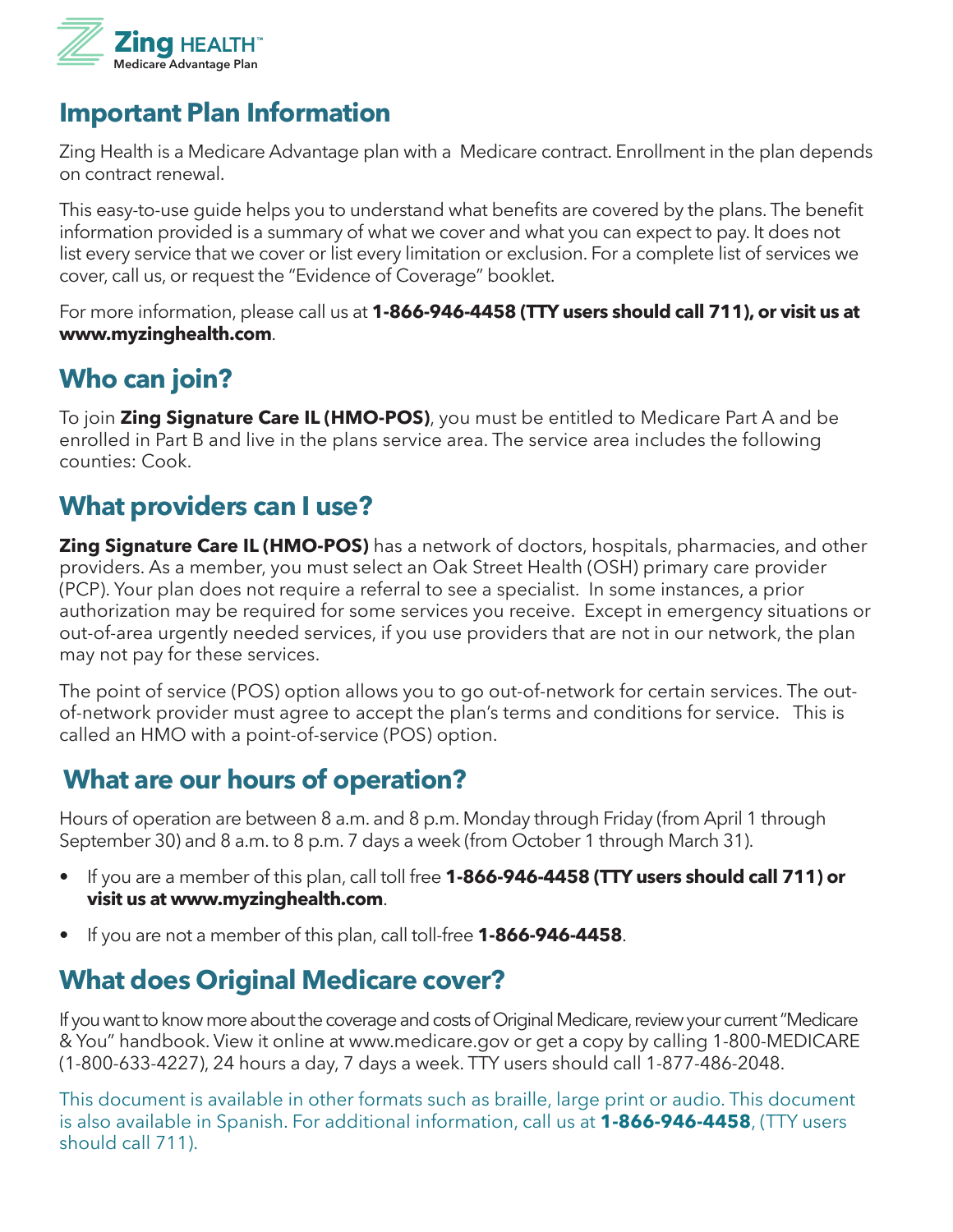Zing HEALTH™
Medicare Advantage Plan

## Important Plan Information

Zing Health is a Medicare Advantage plan with a Medicare contract. Enrollment in the plan depends on contract renewal.

This easy-to-use guide helps you to understand what benefits are covered by the plans. The benefit information provided is a summary of what we cover and what you can expect to pay. It does not list every service that we cover or list every limitation or exclusion. For a complete list of services we cover, call us, or request the "Evidence of Coverage" booklet.

For more information, please call us at **1-866-946-4458 (TTY users should call 711), or visit us at www.myzinghealth.com**.

## Who can join?

To join **Zing Signature Care IL (HMO-POS)**, you must be entitled to Medicare Part A and be enrolled in Part B and live in the plans service area. The service area includes the following counties: Cook.

## What providers can I use?

**Zing Signature Care IL (HMO-POS)** has a network of doctors, hospitals, pharmacies, and other providers. As a member, you must select an Oak Street Health (OSH) primary care provider (PCP). Your plan does not require a referral to see a specialist. In some instances, a prior authorization may be required for some services you receive. Except in emergency situations or out-of-area urgently needed services, if you use providers that are not in our network, the plan may not pay for these services.

The point of service (POS) option allows you to go out-of-network for certain services. The out-of-network provider must agree to accept the plan's terms and conditions for service. This is called an HMO with a point-of-service (POS) option.

## What are our hours of operation?

Hours of operation are between 8 a.m. and 8 p.m. Monday through Friday (from April 1 through September 30) and 8 a.m. to 8 p.m. 7 days a week (from October 1 through March 31).

- If you are a member of this plan, call toll free **1-866-946-4458 (TTY users should call 711) or visit us at www.myzinghealth.com**.
- If you are not a member of this plan, call toll-free **1-866-946-4458**.

## What does Original Medicare cover?

If you want to know more about the coverage and costs of Original Medicare, review your current "Medicare & You" handbook. View it online at www.medicare.gov or get a copy by calling 1-800-MEDICARE (1-800-633-4227), 24 hours a day, 7 days a week. TTY users should call 1-877-486-2048.

This document is available in other formats such as braille, large print or audio. This document is also available in Spanish. For additional information, call us at **1-866-946-4458**, (TTY users should call 711).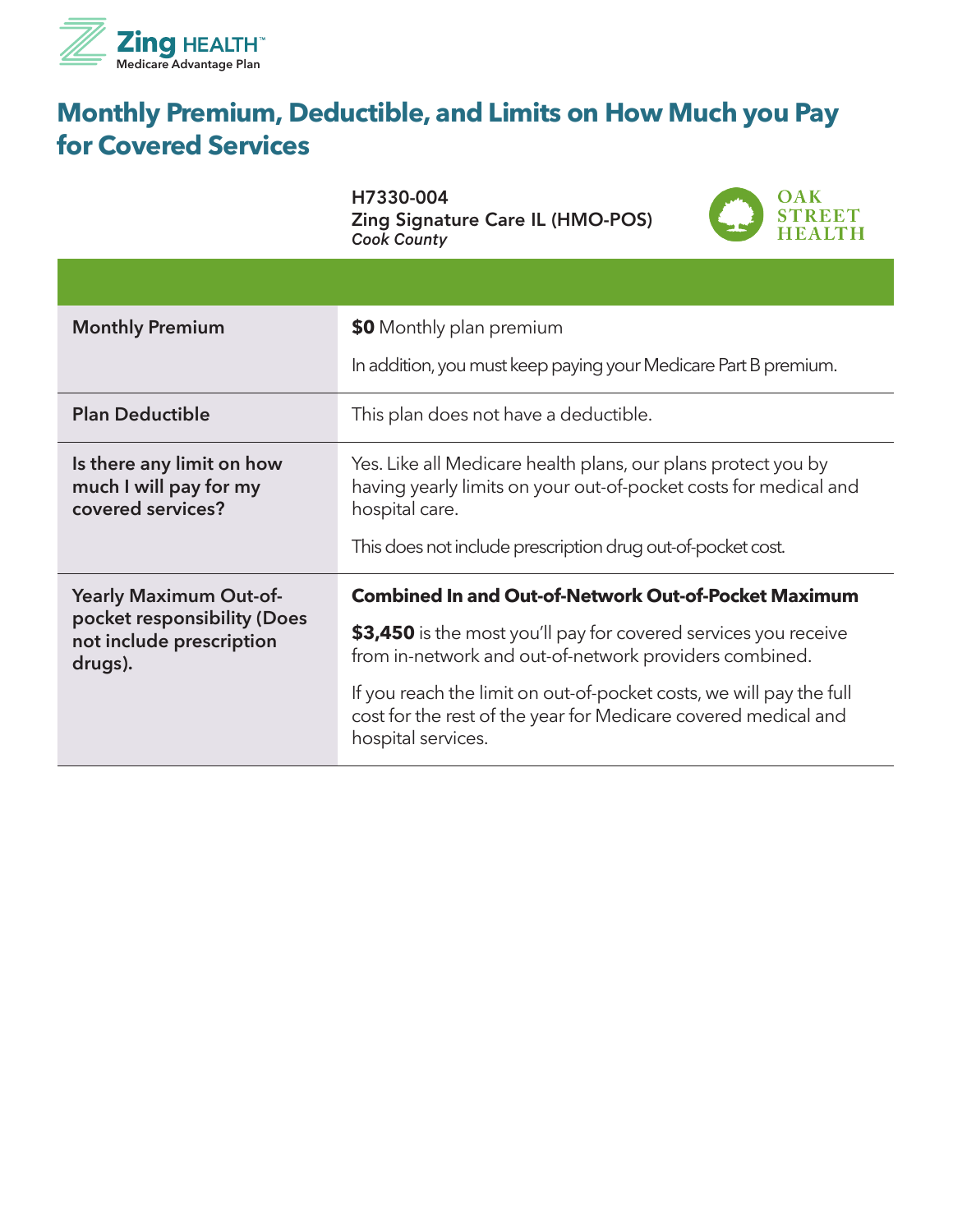Zing HEALTH™
Medicare Advantage Plan

# Monthly Premium, Deductible, and Limits on How Much you Pay for Covered Services

| | H7330-004<br>Zing Signature Care IL (HMO-POS)<br>*Cook County* |
|---|---|
| **Monthly Premium** | **$0** Monthly plan premium<br><br>In addition, you must keep paying your Medicare Part B premium. |
| **Plan Deductible** | This plan does not have a deductible. |
| **Is there any limit on how much I will pay for my covered services?** | Yes. Like all Medicare health plans, our plans protect you by having yearly limits on your out-of-pocket costs for medical and hospital care.<br><br>This does not include prescription drug out-of-pocket cost. |
| **Yearly Maximum Out-of-pocket responsibility (Does not include prescription drugs).** | **Combined In and Out-of-Network Out-of-Pocket Maximum**<br><br>**$3,450** is the most you'll pay for covered services you receive from in-network and out-of-network providers combined.<br><br>If you reach the limit on out-of-pocket costs, we will pay the full cost for the rest of the year for Medicare covered medical and hospital services. |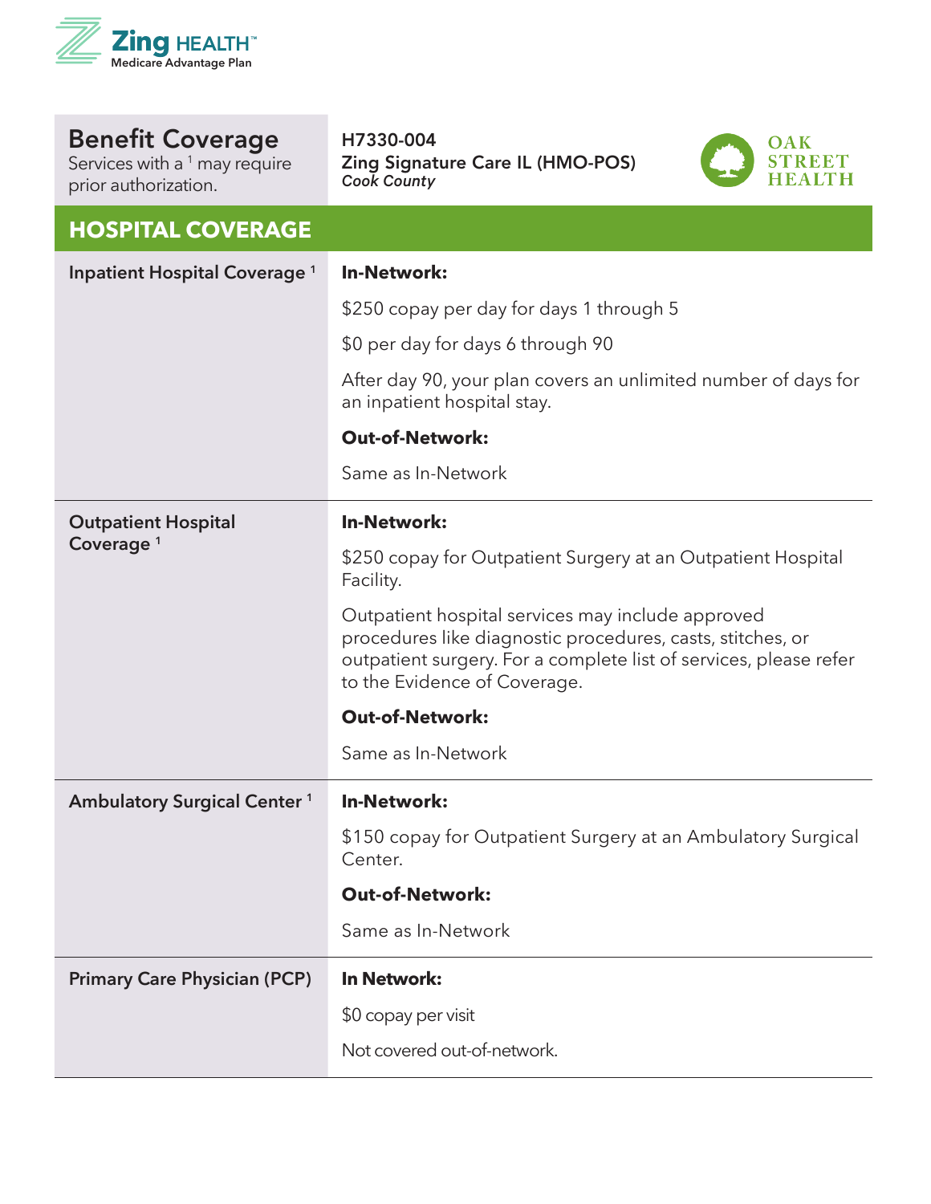Zing HEALTH™ Medicare Advantage Plan

## Benefit Coverage

Services with a [1] may require prior authorization.

**H7330-004**
**Zing Signature Care IL (HMO-POS)**
***Cook County***

OAK STREET HEALTH

## HOSPITAL COVERAGE

| | |
|---|---|
| **Inpatient Hospital Coverage [1]** | **In-Network:**<br><br>$250 copay per day for days 1 through 5<br><br>$0 per day for days 6 through 90<br><br>After day 90, your plan covers an unlimited number of days for an inpatient hospital stay.<br><br>**Out-of-Network:**<br><br>Same as In-Network |
| **Outpatient Hospital Coverage [1]** | **In-Network:**<br><br>$250 copay for Outpatient Surgery at an Outpatient Hospital Facility.<br><br>Outpatient hospital services may include approved procedures like diagnostic procedures, casts, stitches, or outpatient surgery. For a complete list of services, please refer to the Evidence of Coverage.<br><br>**Out-of-Network:**<br><br>Same as In-Network |
| **Ambulatory Surgical Center [1]** | **In-Network:**<br><br>$150 copay for Outpatient Surgery at an Ambulatory Surgical Center.<br><br>**Out-of-Network:**<br><br>Same as In-Network |
| **Primary Care Physician (PCP)** | **In Network:**<br><br>$0 copay per visit<br><br>Not covered out-of-network. |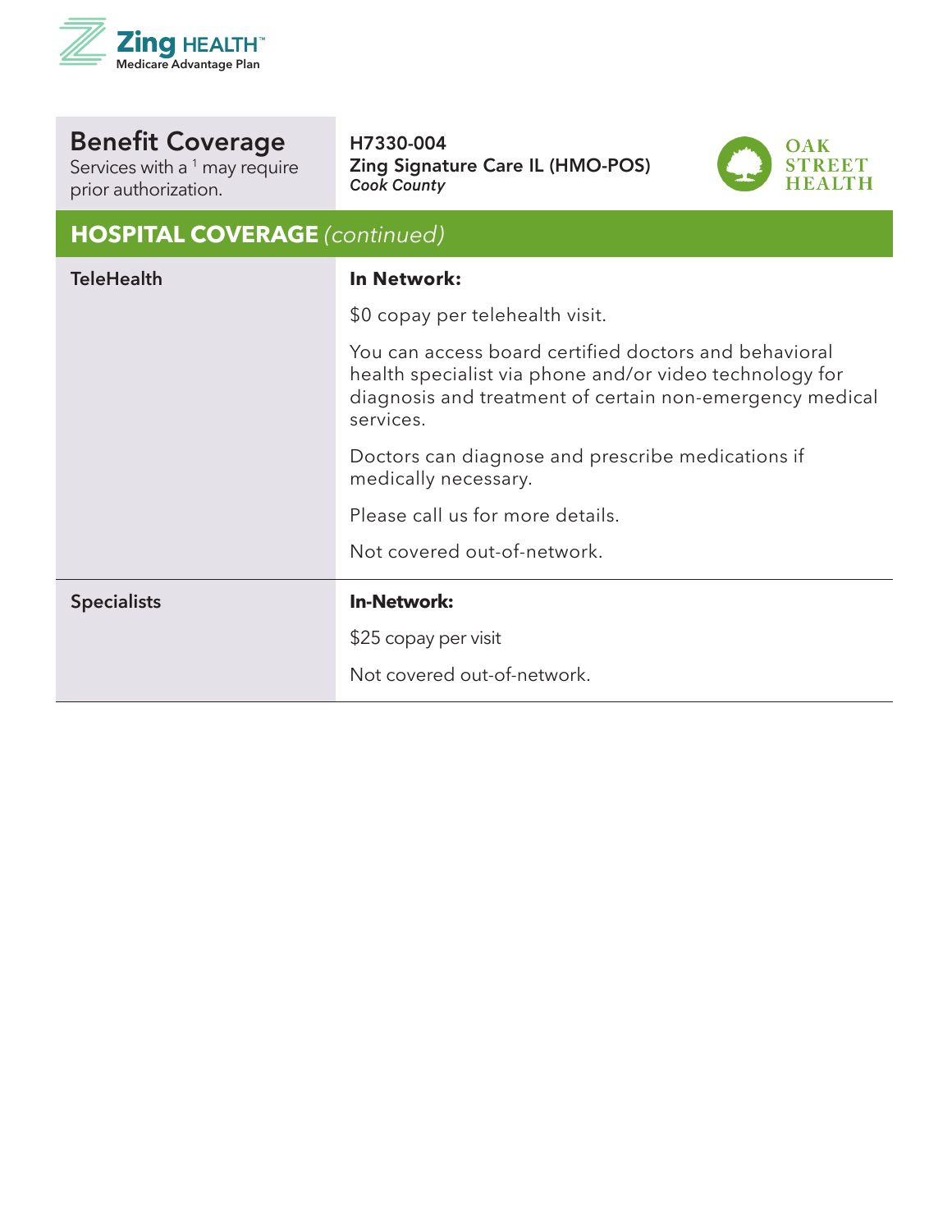Zing HEALTH™
Medicare Advantage Plan

| Benefit Coverage<br>Services with a [1] may require prior authorization. | H7330-004<br>**Zing Signature Care IL (HMO-POS)**<br>*Cook County* |
|---|---|

OAK STREET HEALTH

## HOSPITAL COVERAGE *(continued)*

| | |
|---|---|
| **TeleHealth** | **In Network:**<br><br>$0 copay per telehealth visit.<br><br>You can access board certified doctors and behavioral health specialist via phone and/or video technology for diagnosis and treatment of certain non-emergency medical services.<br><br>Doctors can diagnose and prescribe medications if medically necessary.<br><br>Please call us for more details.<br><br>Not covered out-of-network. |
| **Specialists** | **In-Network:**<br><br>$25 copay per visit<br><br>Not covered out-of-network. |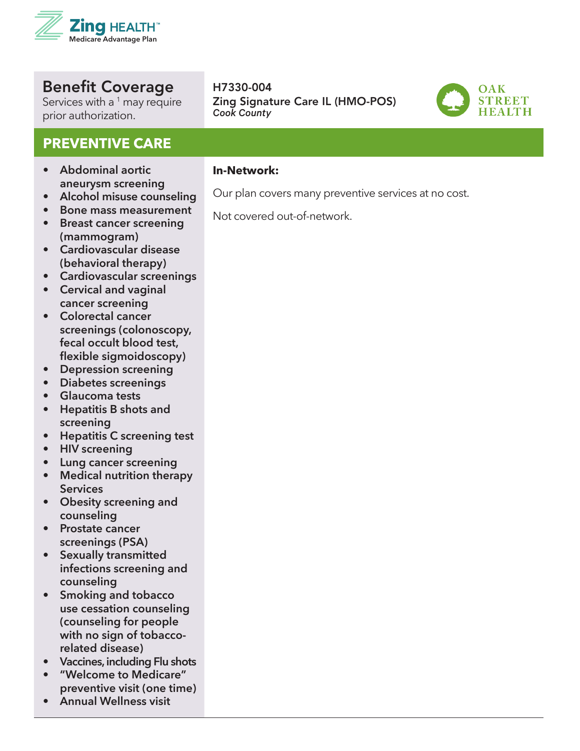Zing HEALTH™
Medicare Advantage Plan

## Benefit Coverage

Services with a [1] may require prior authorization.

**H7330-004**
**Zing Signature Care IL (HMO-POS)**
***Cook County***

OAK STREET HEALTH

## PREVENTIVE CARE

| Service | Coverage |
| --- | --- |
| • Abdominal aortic aneurysm screening<br>• Alcohol misuse counseling<br>• Bone mass measurement<br>• Breast cancer screening (mammogram)<br>• Cardiovascular disease (behavioral therapy)<br>• Cardiovascular screenings<br>• Cervical and vaginal cancer screening<br>• Colorectal cancer screenings (colonoscopy, fecal occult blood test, flexible sigmoidoscopy)<br>• Depression screening<br>• Diabetes screenings<br>• Glaucoma tests<br>• Hepatitis B shots and screening<br>• Hepatitis C screening test<br>• HIV screening<br>• Lung cancer screening<br>• Medical nutrition therapy Services<br>• Obesity screening and counseling<br>• Prostate cancer screenings (PSA)<br>• Sexually transmitted infections screening and counseling<br>• Smoking and tobacco use cessation counseling (counseling for people with no sign of tobacco-related disease)<br>• Vaccines, including Flu shots<br>• "Welcome to Medicare" preventive visit (one time)<br>• Annual Wellness visit | **In-Network:**<br><br>Our plan covers many preventive services at no cost.<br><br>Not covered out-of-network. |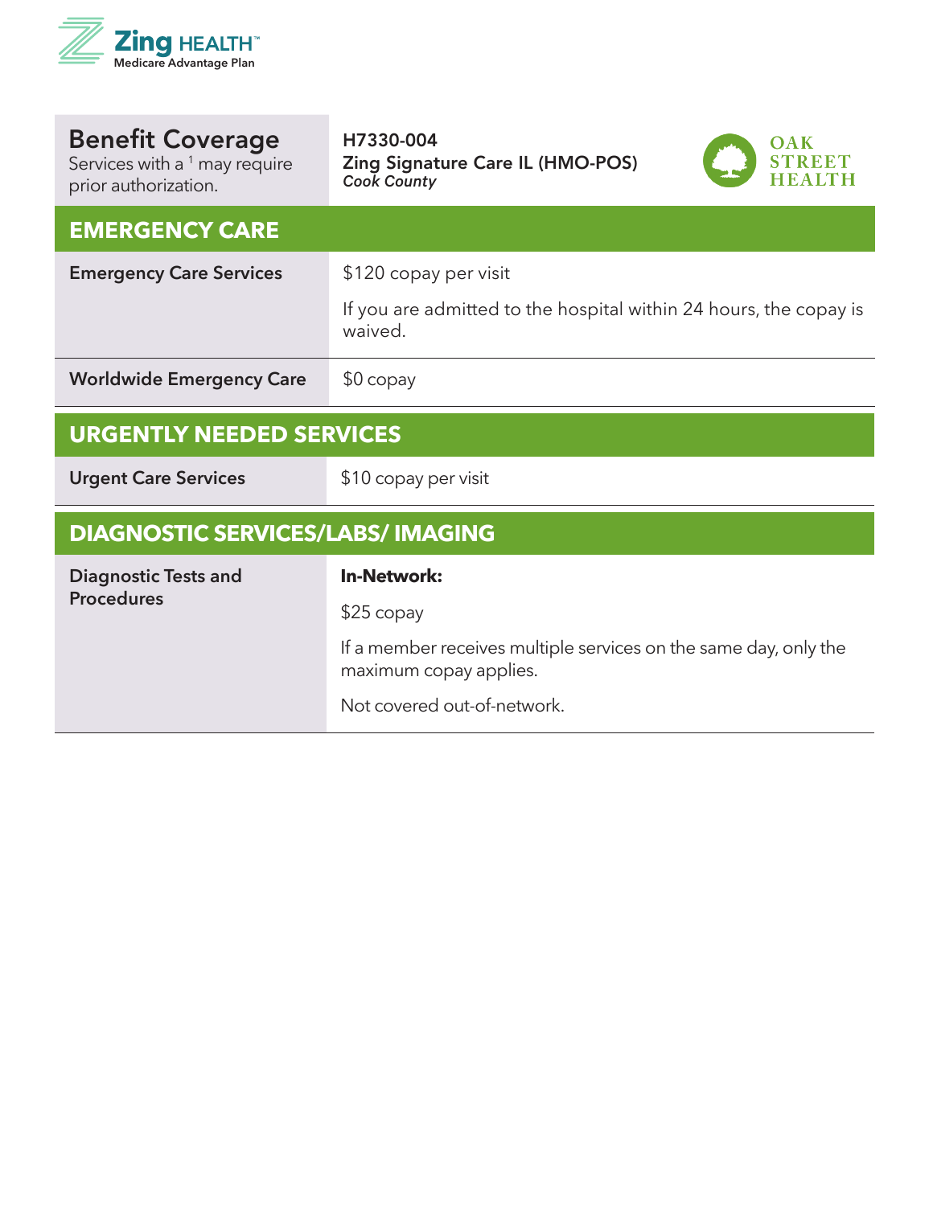Zing HEALTH™ Medicare Advantage Plan

| Benefit Coverage<br>Services with a [1] may require prior authorization. | H7330-004<br>**Zing Signature Care IL (HMO-POS)**<br>*Cook County*<br>OAK STREET HEALTH |
|---|---|
| **EMERGENCY CARE** | |
| **Emergency Care Services** | $120 copay per visit<br><br>If you are admitted to the hospital within 24 hours, the copay is waived. |
| **Worldwide Emergency Care** | $0 copay |
| **URGENTLY NEEDED SERVICES** | |
| **Urgent Care Services** | $10 copay per visit |
| **DIAGNOSTIC SERVICES/LABS/ IMAGING** | |
| **Diagnostic Tests and Procedures** | **In-Network:**<br><br>$25 copay<br><br>If a member receives multiple services on the same day, only the maximum copay applies.<br><br>Not covered out-of-network. |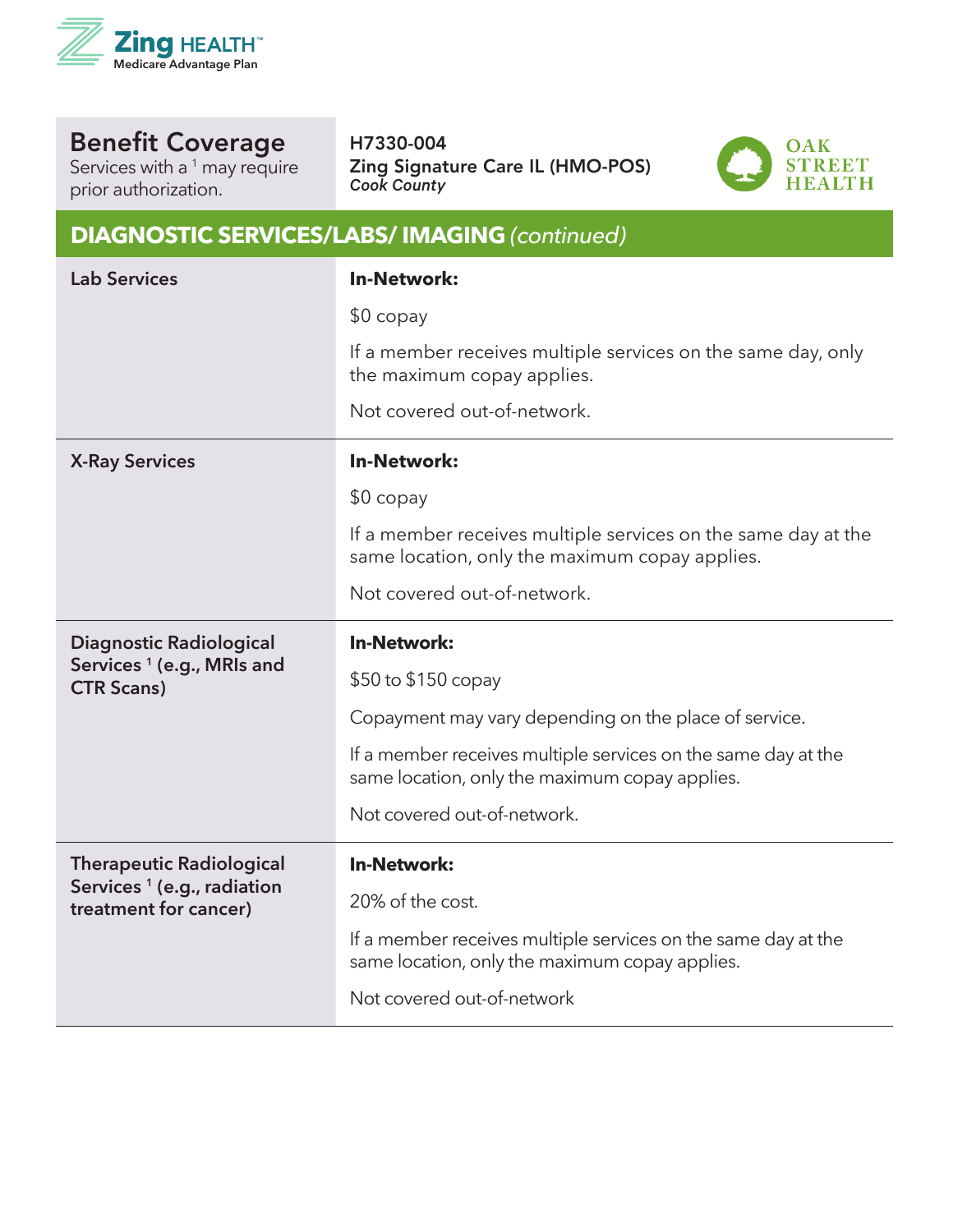| Benefit Coverage<br>Services with a [1] may require prior authorization. | H7330-004<br>Zing Signature Care IL (HMO-POS)<br>*Cook County* |
|---|---|

## DIAGNOSTIC SERVICES/LABS/ IMAGING *(continued)*

| Service | Coverage |
|---|---|
| **Lab Services** | **In-Network:**<br>$0 copay<br>If a member receives multiple services on the same day, only the maximum copay applies.<br>Not covered out-of-network. |
| **X-Ray Services** | **In-Network:**<br>$0 copay<br>If a member receives multiple services on the same day at the same location, only the maximum copay applies.<br>Not covered out-of-network. |
| **Diagnostic Radiological Services [1] (e.g., MRIs and CTR Scans)** | **In-Network:**<br>$50 to $150 copay<br>Copayment may vary depending on the place of service.<br>If a member receives multiple services on the same day at the same location, only the maximum copay applies.<br>Not covered out-of-network. |
| **Therapeutic Radiological Services [1] (e.g., radiation treatment for cancer)** | **In-Network:**<br>20% of the cost.<br>If a member receives multiple services on the same day at the same location, only the maximum copay applies.<br>Not covered out-of-network |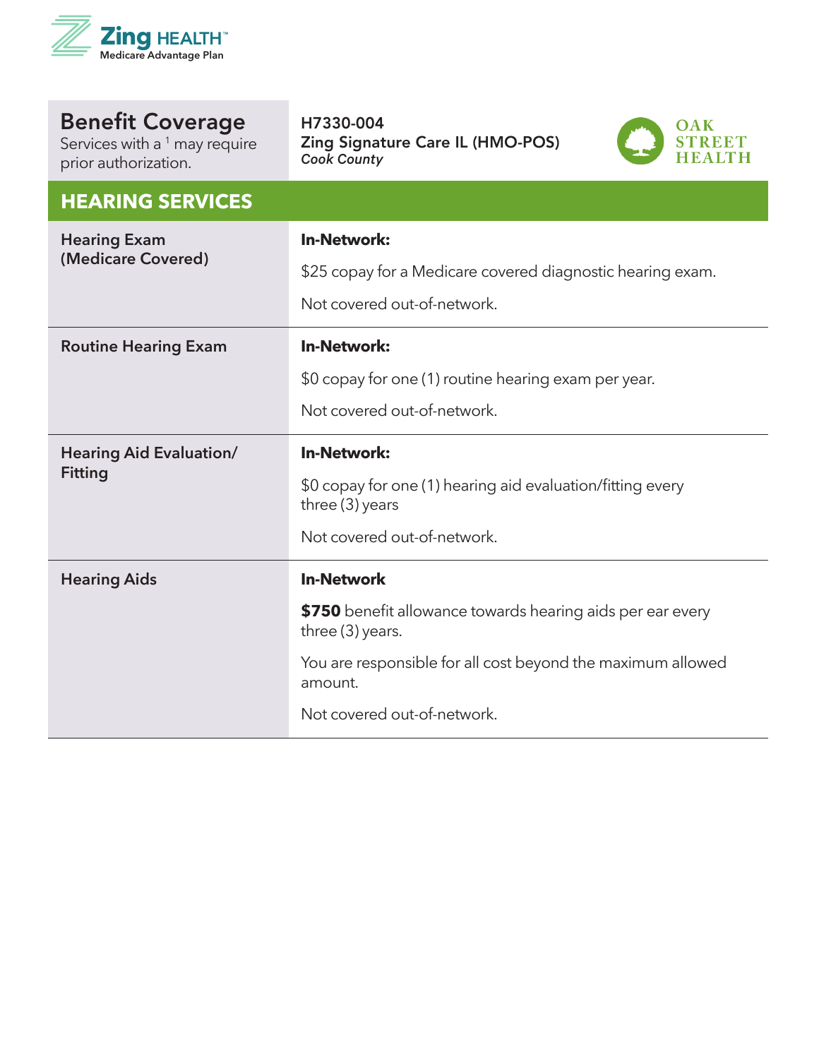Zing HEALTH™
Medicare Advantage Plan

| Benefit Coverage<br>Services with a [1] may require prior authorization. | H7330-004<br>**Zing Signature Care IL (HMO-POS)**<br>*Cook County* |
|---|---|
| **HEARING SERVICES** | |
| **Hearing Exam (Medicare Covered)** | **In-Network:**<br>$25 copay for a Medicare covered diagnostic hearing exam.<br>Not covered out-of-network. |
| **Routine Hearing Exam** | **In-Network:**<br>$0 copay for one (1) routine hearing exam per year.<br>Not covered out-of-network. |
| **Hearing Aid Evaluation/ Fitting** | **In-Network:**<br>$0 copay for one (1) hearing aid evaluation/fitting every three (3) years<br>Not covered out-of-network. |
| **Hearing Aids** | **In-Network**<br>**$750** benefit allowance towards hearing aids per ear every three (3) years.<br>You are responsible for all cost beyond the maximum allowed amount.<br>Not covered out-of-network. |

OAK STREET HEALTH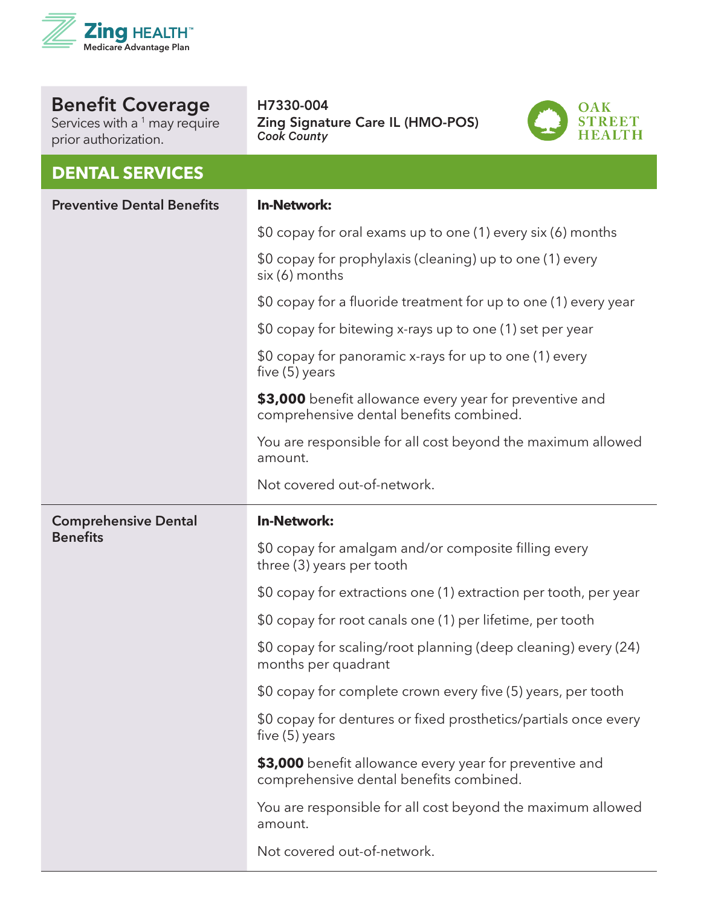Zing HEALTH™
Medicare Advantage Plan

| Benefit Coverage<br>Services with a [1] may require prior authorization. | H7330-004<br>**Zing Signature Care IL (HMO-POS)**<br>*Cook County* |
|---|---|

## DENTAL SERVICES

| | |
|---|---|
| **Preventive Dental Benefits** | **In-Network:**<br><br>$0 copay for oral exams up to one (1) every six (6) months<br><br>$0 copay for prophylaxis (cleaning) up to one (1) every six (6) months<br><br>$0 copay for a fluoride treatment for up to one (1) every year<br><br>$0 copay for bitewing x-rays up to one (1) set per year<br><br>$0 copay for panoramic x-rays for up to one (1) every five (5) years<br><br>**$3,000** benefit allowance every year for preventive and comprehensive dental benefits combined.<br><br>You are responsible for all cost beyond the maximum allowed amount.<br><br>Not covered out-of-network. |
| **Comprehensive Dental Benefits** | **In-Network:**<br><br>$0 copay for amalgam and/or composite filling every three (3) years per tooth<br><br>$0 copay for extractions one (1) extraction per tooth, per year<br><br>$0 copay for root canals one (1) per lifetime, per tooth<br><br>$0 copay for scaling/root planning (deep cleaning) every (24) months per quadrant<br><br>$0 copay for complete crown every five (5) years, per tooth<br><br>$0 copay for dentures or fixed prosthetics/partials once every five (5) years<br><br>**$3,000** benefit allowance every year for preventive and comprehensive dental benefits combined.<br><br>You are responsible for all cost beyond the maximum allowed amount.<br><br>Not covered out-of-network. |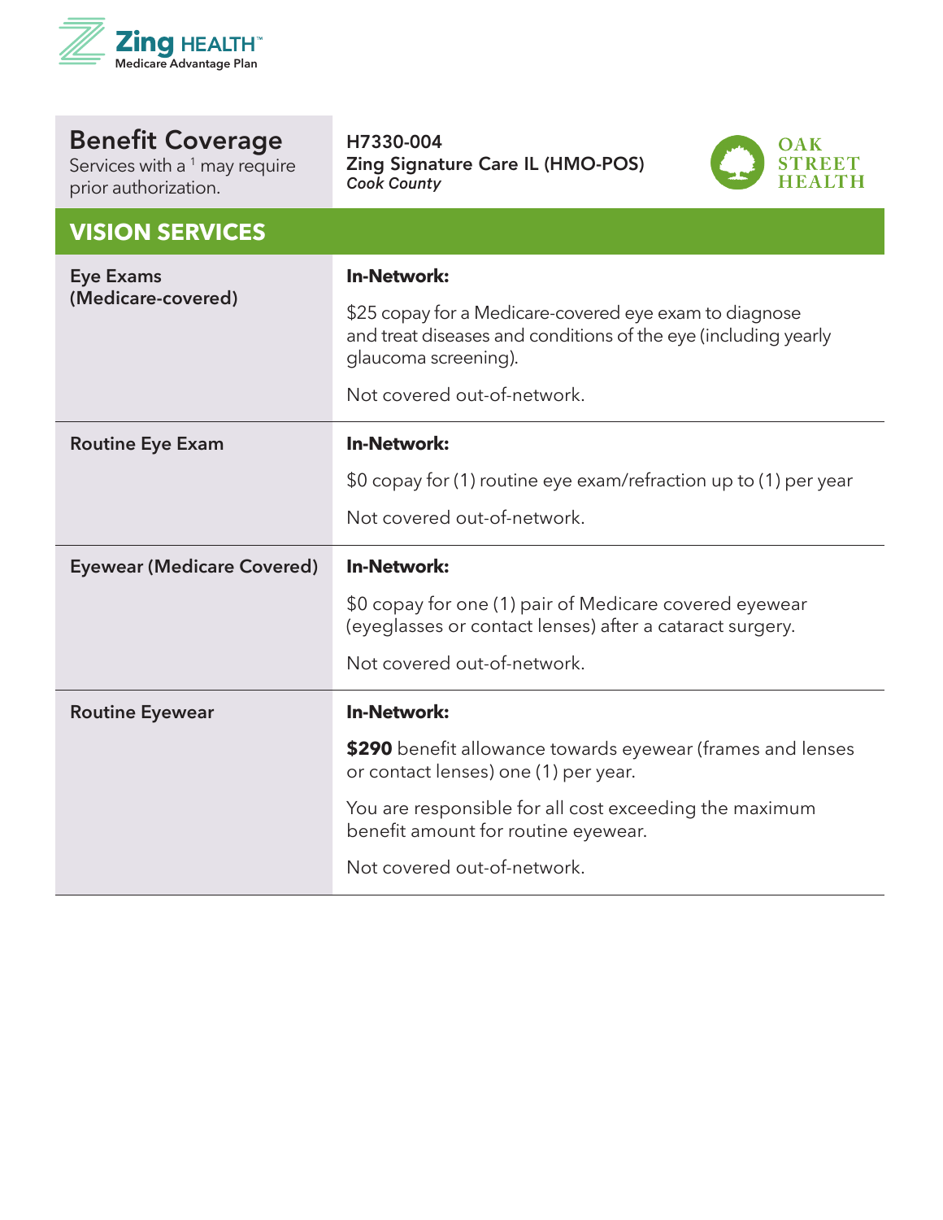Zing HEALTH™
Medicare Advantage Plan

| Benefit Coverage<br>Services with a [1] may require prior authorization. | H7330-004<br>Zing Signature Care IL (HMO-POS)<br>*Cook County* |
|---|---|

OAK STREET HEALTH

## VISION SERVICES

| | |
|---|---|
| **Eye Exams (Medicare-covered)** | **In-Network:**<br><br>$25 copay for a Medicare-covered eye exam to diagnose and treat diseases and conditions of the eye (including yearly glaucoma screening).<br><br>Not covered out-of-network. |
| **Routine Eye Exam** | **In-Network:**<br><br>$0 copay for (1) routine eye exam/refraction up to (1) per year<br><br>Not covered out-of-network. |
| **Eyewear (Medicare Covered)** | **In-Network:**<br><br>$0 copay for one (1) pair of Medicare covered eyewear (eyeglasses or contact lenses) after a cataract surgery.<br><br>Not covered out-of-network. |
| **Routine Eyewear** | **In-Network:**<br><br>**$290** benefit allowance towards eyewear (frames and lenses or contact lenses) one (1) per year.<br><br>You are responsible for all cost exceeding the maximum benefit amount for routine eyewear.<br><br>Not covered out-of-network. |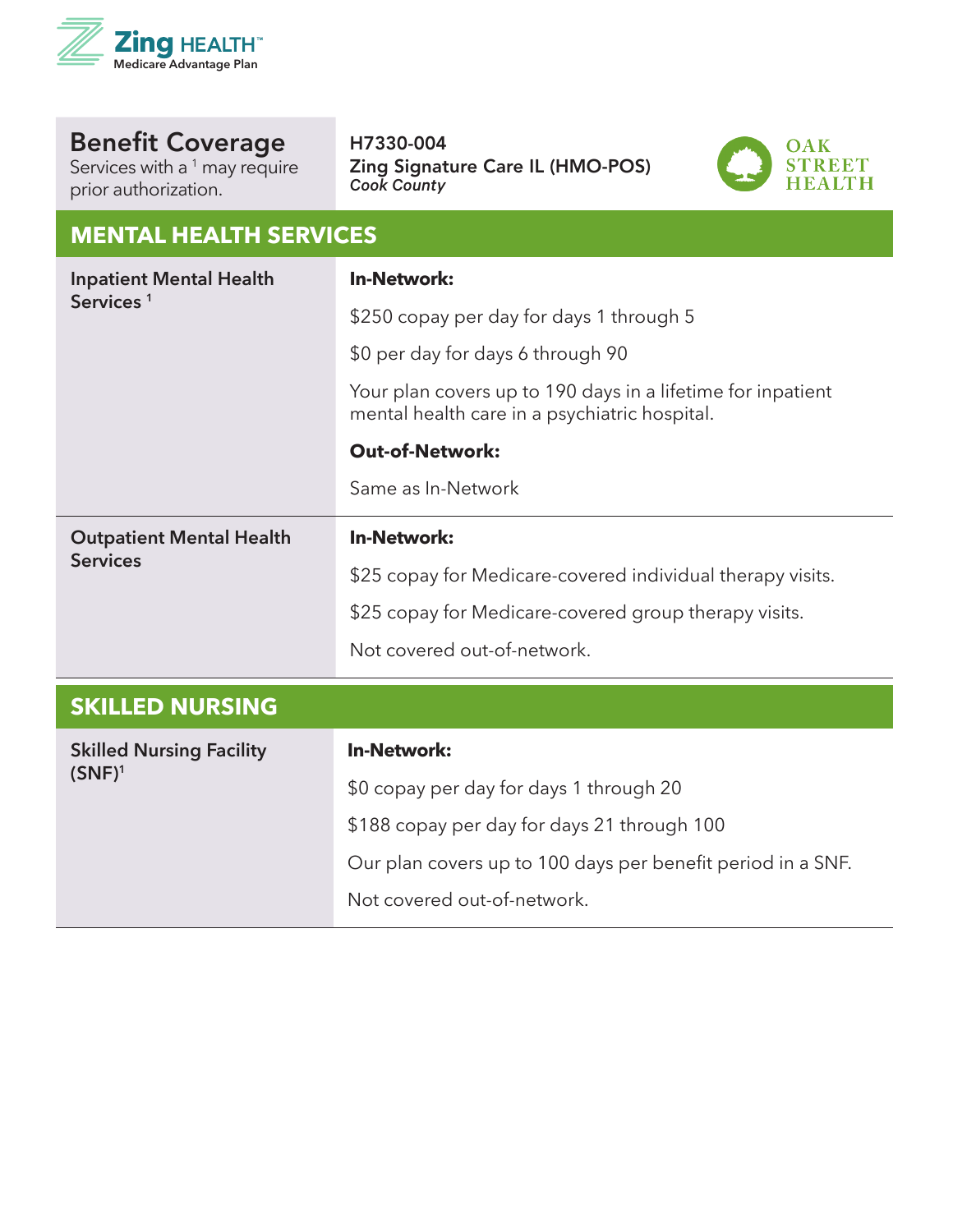Zing HEALTH™
Medicare Advantage Plan

| Benefit Coverage<br>Services with a [1] may require prior authorization. | H7330-004<br>Zing Signature Care IL (HMO-POS)<br>*Cook County* |
|---|---|

OAK STREET HEALTH

## MENTAL HEALTH SERVICES

| Service | Coverage |
|---|---|
| **Inpatient Mental Health Services** [1] | **In-Network:**<br>$250 copay per day for days 1 through 5<br>$0 per day for days 6 through 90<br>Your plan covers up to 190 days in a lifetime for inpatient mental health care in a psychiatric hospital.<br>**Out-of-Network:**<br>Same as In-Network |
| **Outpatient Mental Health Services** | **In-Network:**<br>$25 copay for Medicare-covered individual therapy visits.<br>$25 copay for Medicare-covered group therapy visits.<br>Not covered out-of-network. |

## SKILLED NURSING

| Service | Coverage |
|---|---|
| **Skilled Nursing Facility (SNF)** [1] | **In-Network:**<br>$0 copay per day for days 1 through 20<br>$188 copay per day for days 21 through 100<br>Our plan covers up to 100 days per benefit period in a SNF.<br>Not covered out-of-network. |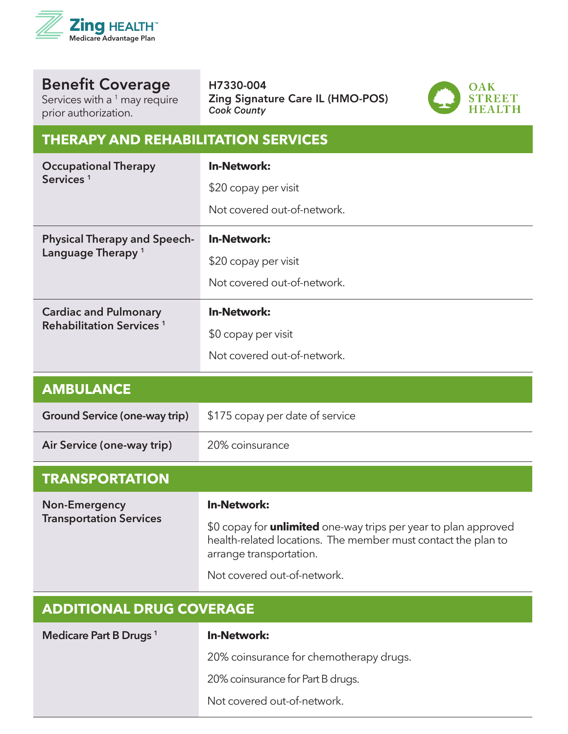Zing HEALTH™
Medicare Advantage Plan

| Benefit Coverage<br>Services with a [1] may require prior authorization. | H7330-004<br>Zing Signature Care IL (HMO-POS)<br>*Cook County* |
|---|---|

OAK STREET HEALTH

## THERAPY AND REHABILITATION SERVICES

| Service | Coverage |
|---|---|
| **Occupational Therapy Services** [1] | **In-Network:**<br>$20 copay per visit<br>Not covered out-of-network. |
| **Physical Therapy and Speech-Language Therapy** [1] | **In-Network:**<br>$20 copay per visit<br>Not covered out-of-network. |
| **Cardiac and Pulmonary Rehabilitation Services** [1] | **In-Network:**<br>$0 copay per visit<br>Not covered out-of-network. |

## AMBULANCE

| Service | Coverage |
|---|---|
| **Ground Service (one-way trip)** | $175 copay per date of service |
| **Air Service (one-way trip)** | 20% coinsurance |

## TRANSPORTATION

| Service | Coverage |
|---|---|
| **Non-Emergency Transportation Services** | **In-Network:**<br>$0 copay for **unlimited** one-way trips per year to plan approved health-related locations. The member must contact the plan to arrange transportation.<br>Not covered out-of-network. |

## ADDITIONAL DRUG COVERAGE

| Service | Coverage |
|---|---|
| **Medicare Part B Drugs** [1] | **In-Network:**<br>20% coinsurance for chemotherapy drugs.<br>20% coinsurance for Part B drugs.<br>Not covered out-of-network. |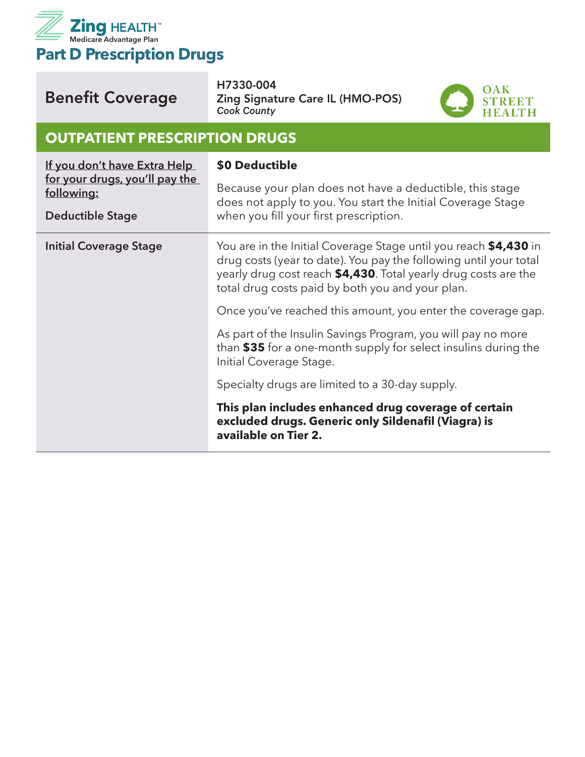Zing HEALTH™
Medicare Advantage Plan

# Part D Prescription Drugs

| Benefit Coverage | H7330-004<br>Zing Signature Care IL (HMO-POS)<br>*Cook County* |
|---|---|
| **OUTPATIENT PRESCRIPTION DRUGS** | |
| If you don't have Extra Help for your drugs, you'll pay the following:<br><br>Deductible Stage | **$0 Deductible**<br><br>Because your plan does not have a deductible, this stage does not apply to you. You start the Initial Coverage Stage when you fill your first prescription. |
| Initial Coverage Stage | You are in the Initial Coverage Stage until you reach **$4,430** in drug costs (year to date). You pay the following until your total yearly drug cost reach **$4,430**. Total yearly drug costs are the total drug costs paid by both you and your plan.<br><br>Once you've reached this amount, you enter the coverage gap.<br><br>As part of the Insulin Savings Program, you will pay no more than **$35** for a one-month supply for select insulins during the Initial Coverage Stage.<br><br>Specialty drugs are limited to a 30-day supply.<br><br>**This plan includes enhanced drug coverage of certain excluded drugs. Generic only Sildenafil (Viagra) is available on Tier 2.** |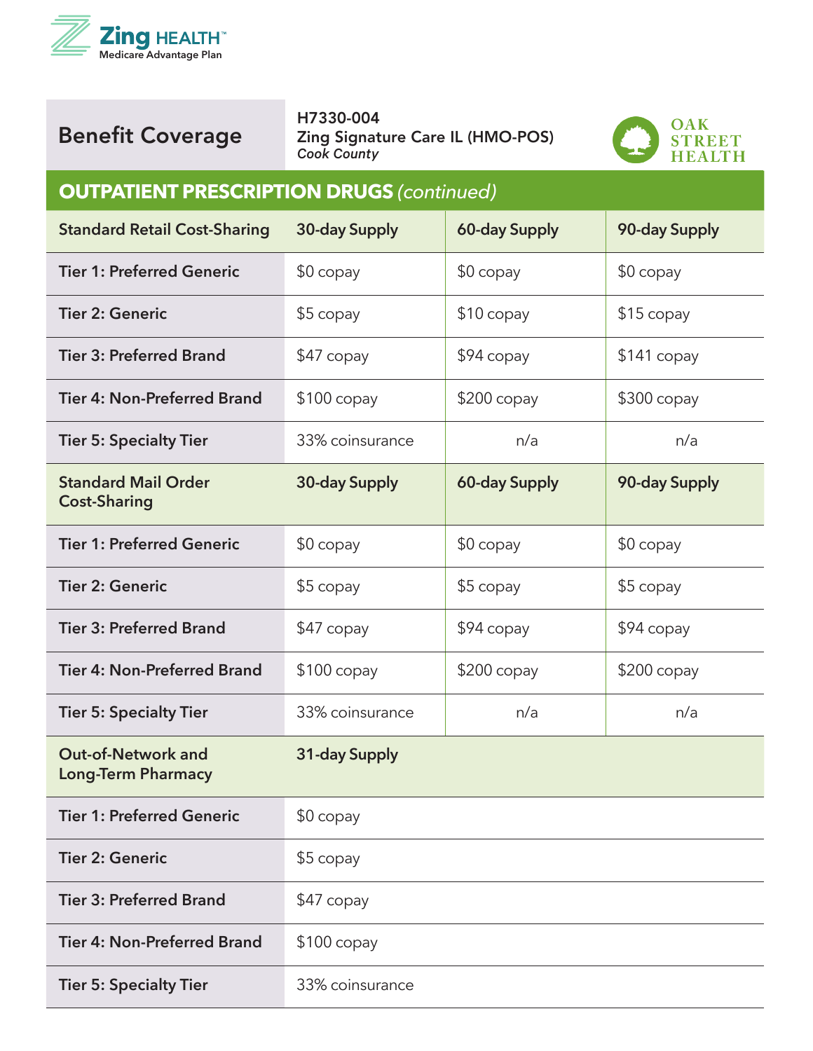Zing HEALTH™
Medicare Advantage Plan

## Benefit Coverage

**H7330-004**
**Zing Signature Care IL (HMO-POS)**
*Cook County*

OAK STREET HEALTH

## OUTPATIENT PRESCRIPTION DRUGS *(continued)*

| Standard Retail Cost-Sharing | 30-day Supply | 60-day Supply | 90-day Supply |
|---|---|---|---|
| Tier 1: Preferred Generic | $0 copay | $0 copay | $0 copay |
| Tier 2: Generic | $5 copay | $10 copay | $15 copay |
| Tier 3: Preferred Brand | $47 copay | $94 copay | $141 copay |
| Tier 4: Non-Preferred Brand | $100 copay | $200 copay | $300 copay |
| Tier 5: Specialty Tier | 33% coinsurance | n/a | n/a |
| **Standard Mail Order Cost-Sharing** | **30-day Supply** | **60-day Supply** | **90-day Supply** |
| Tier 1: Preferred Generic | $0 copay | $0 copay | $0 copay |
| Tier 2: Generic | $5 copay | $5 copay | $5 copay |
| Tier 3: Preferred Brand | $47 copay | $94 copay | $94 copay |
| Tier 4: Non-Preferred Brand | $100 copay | $200 copay | $200 copay |
| Tier 5: Specialty Tier | 33% coinsurance | n/a | n/a |
| **Out-of-Network and Long-Term Pharmacy** | **31-day Supply** | | |
| Tier 1: Preferred Generic | $0 copay | | |
| Tier 2: Generic | $5 copay | | |
| Tier 3: Preferred Brand | $47 copay | | |
| Tier 4: Non-Preferred Brand | $100 copay | | |
| Tier 5: Specialty Tier | 33% coinsurance | | |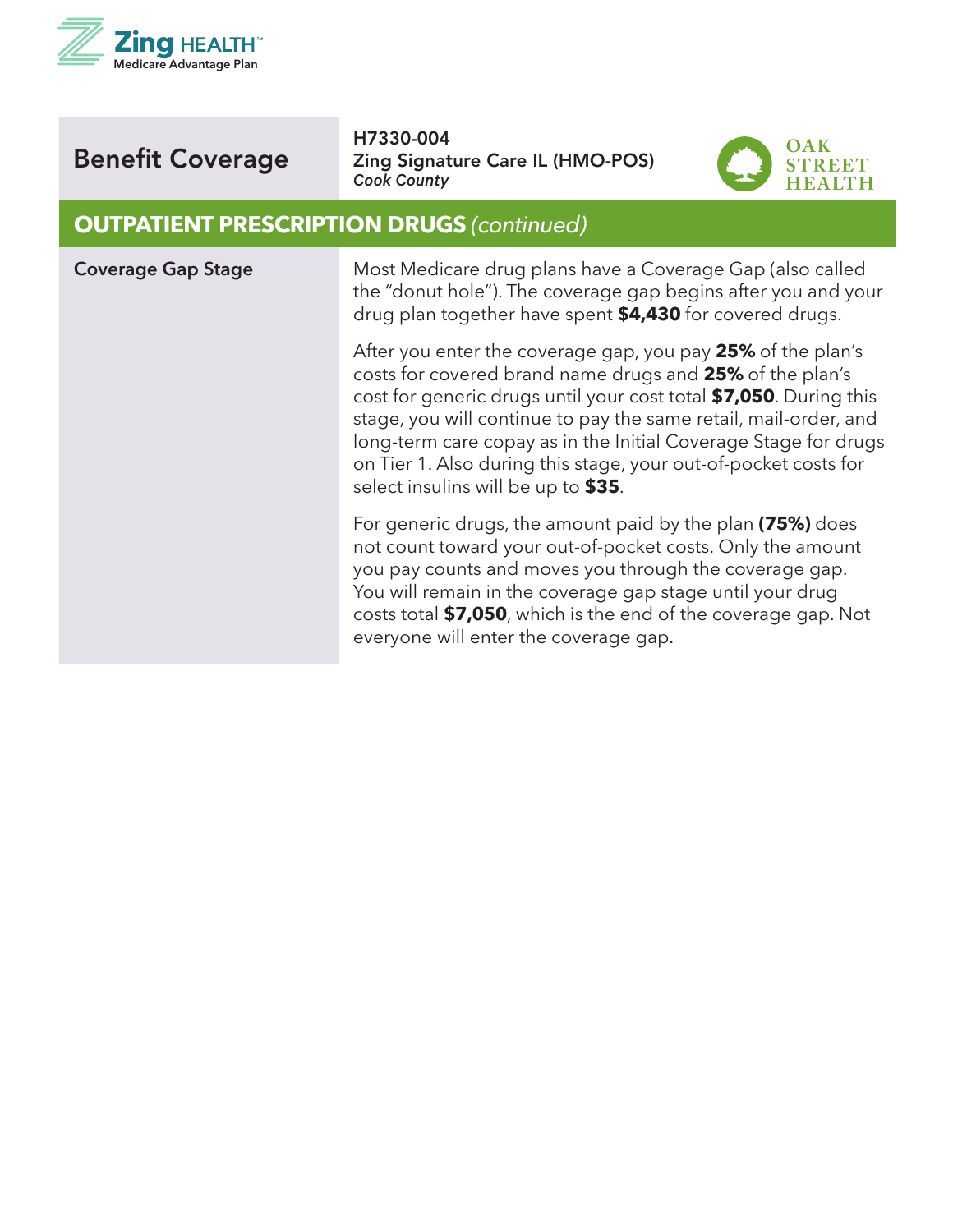| Benefit Coverage | H7330-004<br>**Zing Signature Care IL (HMO-POS)**<br>*Cook County* |
|---|---|

## OUTPATIENT PRESCRIPTION DRUGS *(continued)*

| | |
|---|---|
| **Coverage Gap Stage** | Most Medicare drug plans have a Coverage Gap (also called the "donut hole"). The coverage gap begins after you and your drug plan together have spent **$4,430** for covered drugs.<br><br>After you enter the coverage gap, you pay **25%** of the plan's costs for covered brand name drugs and **25%** of the plan's cost for generic drugs until your cost total **$7,050**. During this stage, you will continue to pay the same retail, mail-order, and long-term care copay as in the Initial Coverage Stage for drugs on Tier 1. Also during this stage, your out-of-pocket costs for select insulins will be up to **$35**.<br><br>For generic drugs, the amount paid by the plan **(75%)** does not count toward your out-of-pocket costs. Only the amount you pay counts and moves you through the coverage gap. You will remain in the coverage gap stage until your drug costs total **$7,050**, which is the end of the coverage gap. Not everyone will enter the coverage gap. |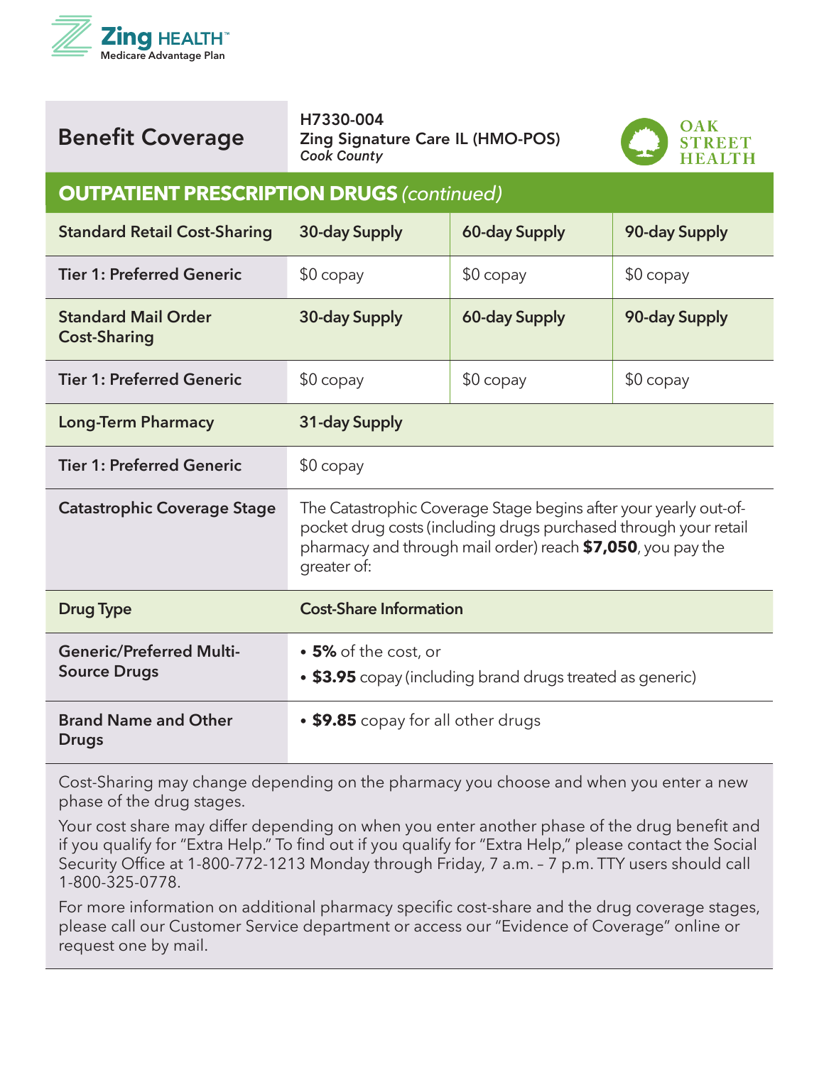Zing HEALTH™
Medicare Advantage Plan

## Benefit Coverage

**H7330-004**
**Zing Signature Care IL (HMO-POS)**
*Cook County*

OAK STREET HEALTH

## OUTPATIENT PRESCRIPTION DRUGS *(continued)*

| Standard Retail Cost-Sharing | 30-day Supply | 60-day Supply | 90-day Supply |
|---|---|---|---|
| Tier 1: Preferred Generic | $0 copay | $0 copay | $0 copay |
| **Standard Mail Order Cost-Sharing** | **30-day Supply** | **60-day Supply** | **90-day Supply** |
| Tier 1: Preferred Generic | $0 copay | $0 copay | $0 copay |
| **Long-Term Pharmacy** | **31-day Supply** | | |
| Tier 1: Preferred Generic | $0 copay | | |

| Catastrophic Coverage Stage | The Catastrophic Coverage Stage begins after your yearly out-of-pocket drug costs (including drugs purchased through your retail pharmacy and through mail order) reach **$7,050**, you pay the greater of: |
|---|---|
| **Drug Type** | **Cost-Share Information** |
| Generic/Preferred Multi-Source Drugs | • **5%** of the cost, or<br>• **$3.95** copay (including brand drugs treated as generic) |
| Brand Name and Other Drugs | • **$9.85** copay for all other drugs |

Cost-Sharing may change depending on the pharmacy you choose and when you enter a new phase of the drug stages.

Your cost share may differ depending on when you enter another phase of the drug benefit and if you qualify for "Extra Help." To find out if you qualify for "Extra Help," please contact the Social Security Office at 1-800-772-1213 Monday through Friday, 7 a.m. – 7 p.m. TTY users should call 1-800-325-0778.

For more information on additional pharmacy specific cost-share and the drug coverage stages, please call our Customer Service department or access our "Evidence of Coverage" online or request one by mail.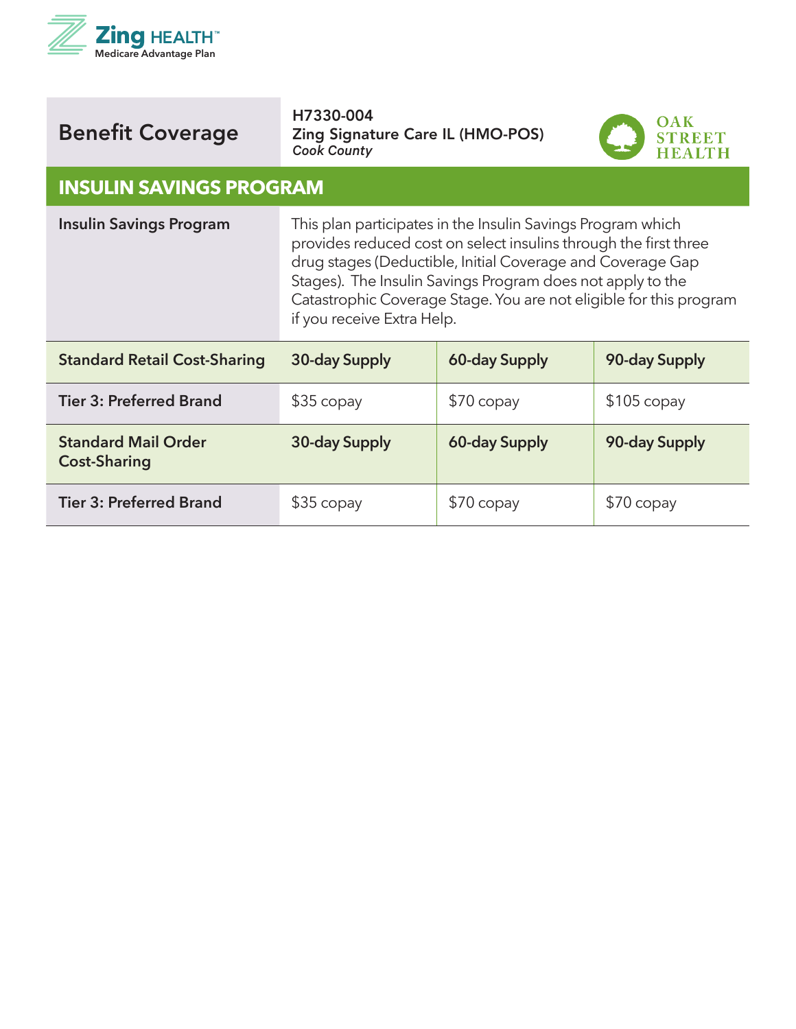Zing HEALTH™
Medicare Advantage Plan

| Benefit Coverage | H7330-004<br>**Zing Signature Care IL (HMO-POS)**<br>*Cook County* |
|---|---|

OAK STREET HEALTH

## INSULIN SAVINGS PROGRAM

| **Insulin Savings Program** | This plan participates in the Insulin Savings Program which provides reduced cost on select insulins through the first three drug stages (Deductible, Initial Coverage and Coverage Gap Stages). The Insulin Savings Program does not apply to the Catastrophic Coverage Stage. You are not eligible for this program if you receive Extra Help. | | |
|---|---|---|---|
| **Standard Retail Cost-Sharing** | **30-day Supply** | **60-day Supply** | **90-day Supply** |
| **Tier 3: Preferred Brand** | $35 copay | $70 copay | $105 copay |
| **Standard Mail Order Cost-Sharing** | **30-day Supply** | **60-day Supply** | **90-day Supply** |
| **Tier 3: Preferred Brand** | $35 copay | $70 copay | $70 copay |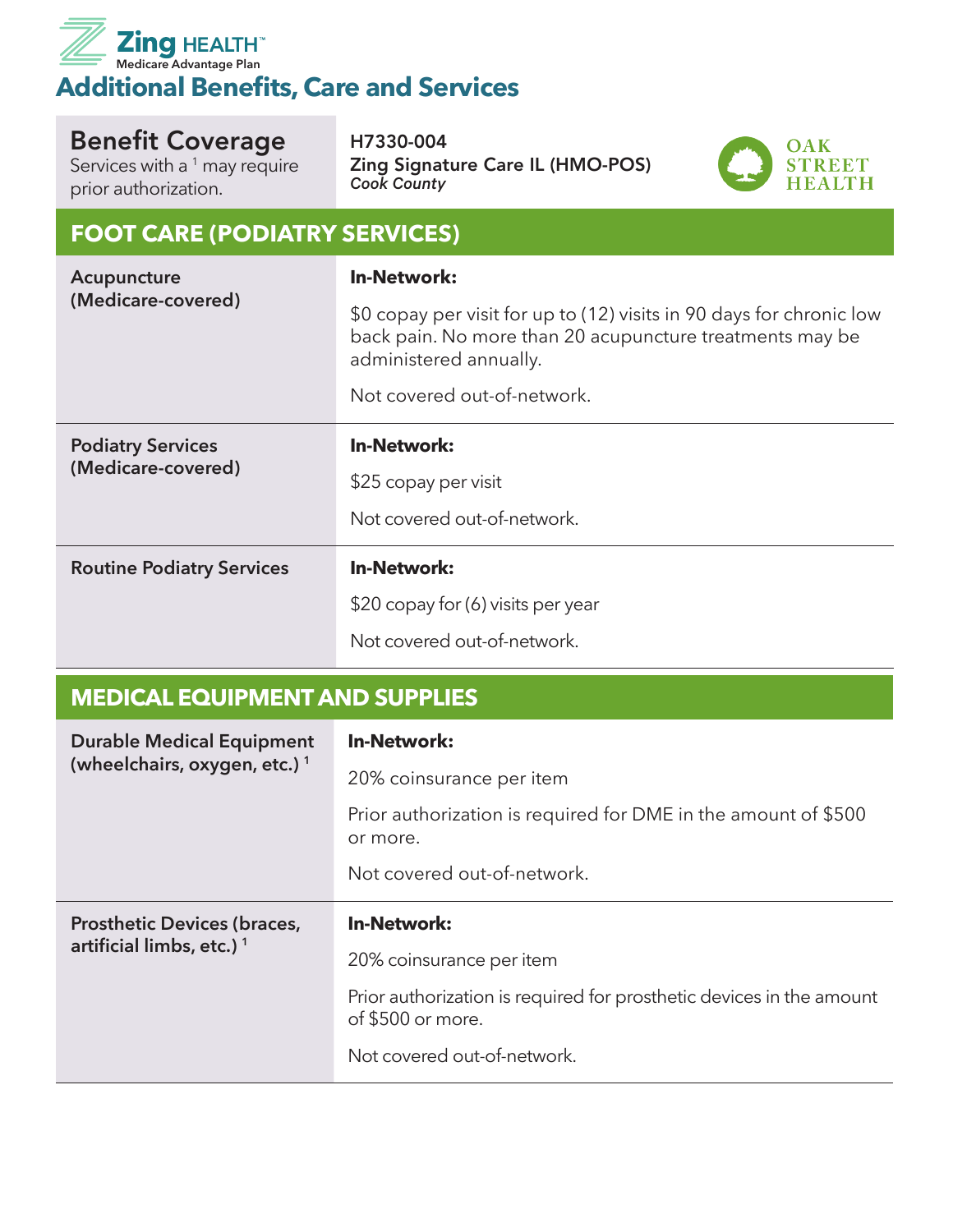# Additional Benefits, Care and Services

| Benefit Coverage<br>Services with a [1] may require prior authorization. | H7330-004<br>Zing Signature Care IL (HMO-POS)<br>*Cook County* |
|---|---|
| **FOOT CARE (PODIATRY SERVICES)** | |
| **Acupuncture (Medicare-covered)** | **In-Network:**<br>$0 copay per visit for up to (12) visits in 90 days for chronic low back pain. No more than 20 acupuncture treatments may be administered annually.<br>Not covered out-of-network. |
| **Podiatry Services (Medicare-covered)** | **In-Network:**<br>$25 copay per visit<br>Not covered out-of-network. |
| **Routine Podiatry Services** | **In-Network:**<br>$20 copay for (6) visits per year<br>Not covered out-of-network. |
| **MEDICAL EQUIPMENT AND SUPPLIES** | |
| **Durable Medical Equipment (wheelchairs, oxygen, etc.)** [1] | **In-Network:**<br>20% coinsurance per item<br>Prior authorization is required for DME in the amount of $500 or more.<br>Not covered out-of-network. |
| **Prosthetic Devices (braces, artificial limbs, etc.)** [1] | **In-Network:**<br>20% coinsurance per item<br>Prior authorization is required for prosthetic devices in the amount of $500 or more.<br>Not covered out-of-network. |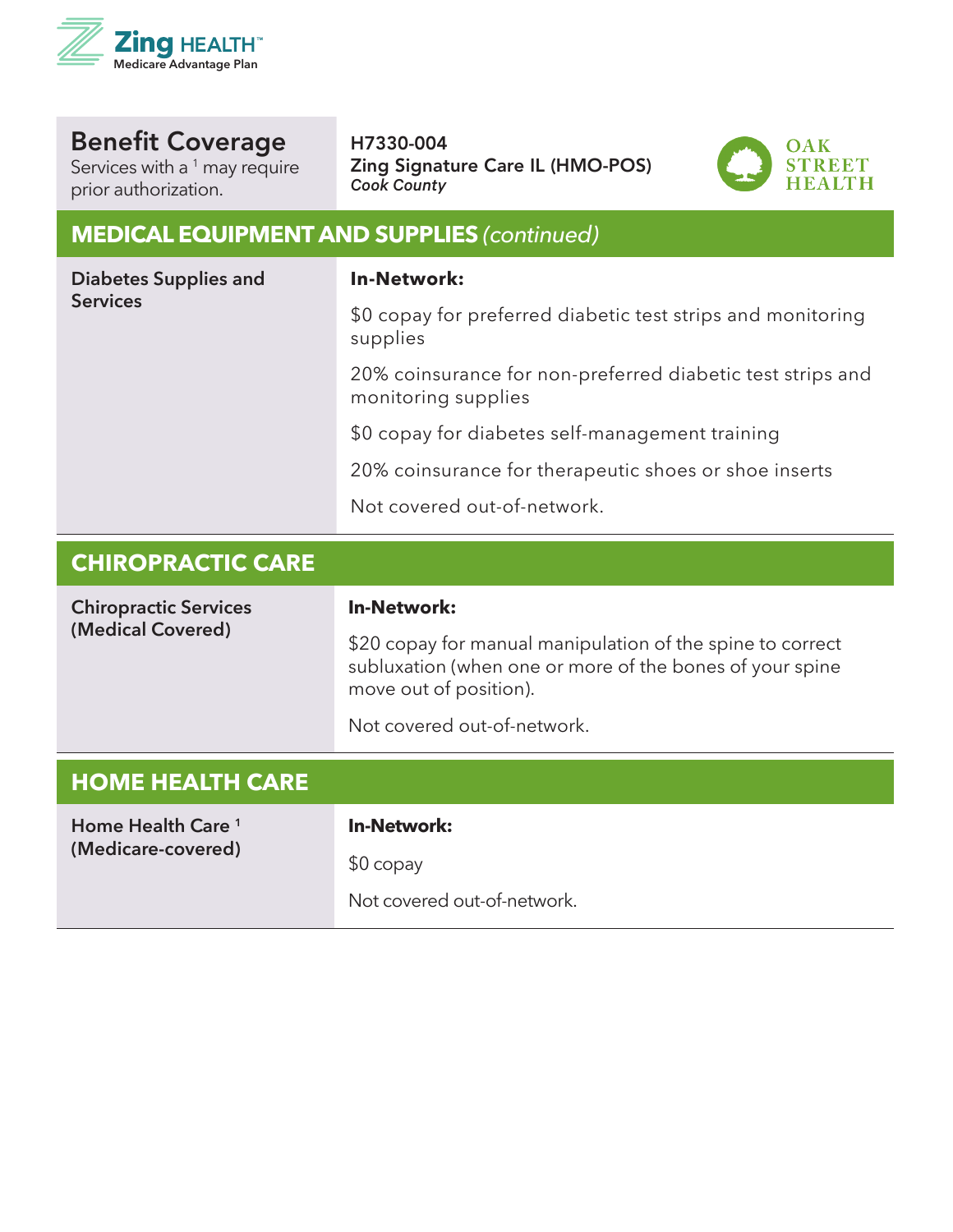**Benefit Coverage**
Services with a [1] may require prior authorization.

**H7330-004**
**Zing Signature Care IL (HMO-POS)**
***Cook County***

## MEDICAL EQUIPMENT AND SUPPLIES *(continued)*

| | |
|---|---|
| **Diabetes Supplies and Services** | **In-Network:**<br><br>$0 copay for preferred diabetic test strips and monitoring supplies<br><br>20% coinsurance for non-preferred diabetic test strips and monitoring supplies<br><br>$0 copay for diabetes self-management training<br><br>20% coinsurance for therapeutic shoes or shoe inserts<br><br>Not covered out-of-network. |

## CHIROPRACTIC CARE

| | |
|---|---|
| **Chiropractic Services (Medical Covered)** | **In-Network:**<br><br>$20 copay for manual manipulation of the spine to correct subluxation (when one or more of the bones of your spine move out of position).<br><br>Not covered out-of-network. |

## HOME HEALTH CARE

| | |
|---|---|
| **Home Health Care [1] (Medicare-covered)** | **In-Network:**<br><br>$0 copay<br><br>Not covered out-of-network. |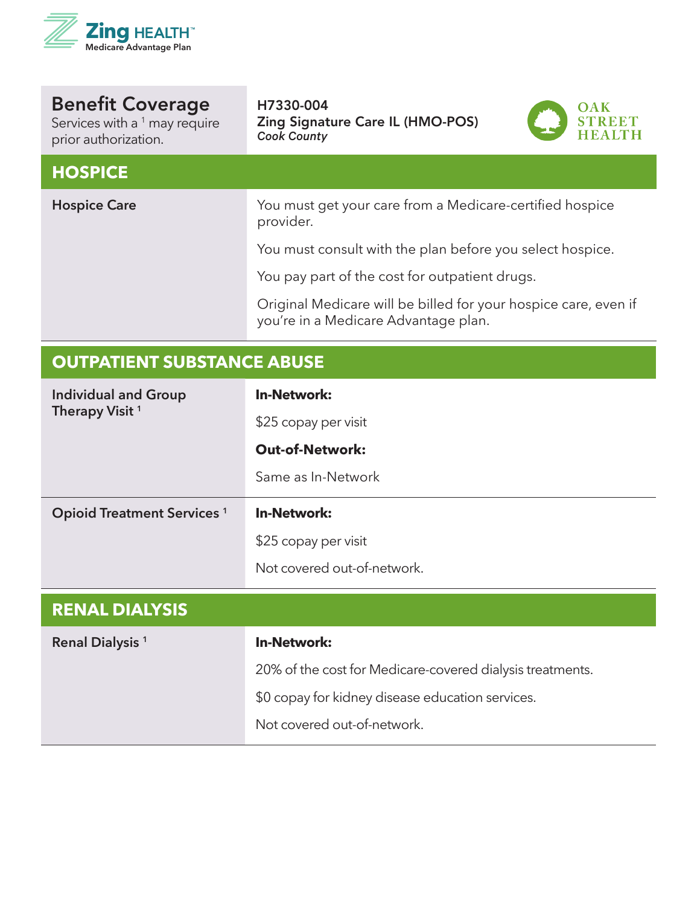Zing HEALTH
Medicare Advantage Plan

| Benefit Coverage<br>Services with a [1] may require prior authorization. | H7330-004<br>Zing Signature Care IL (HMO-POS)<br>*Cook County* |
|---|---|

OAK STREET HEALTH

## HOSPICE

| | |
|---|---|
| **Hospice Care** | You must get your care from a Medicare-certified hospice provider.<br><br>You must consult with the plan before you select hospice.<br><br>You pay part of the cost for outpatient drugs.<br><br>Original Medicare will be billed for your hospice care, even if you're in a Medicare Advantage plan. |

## OUTPATIENT SUBSTANCE ABUSE

| | |
|---|---|
| **Individual and Group Therapy Visit** [1] | **In-Network:**<br><br>$25 copay per visit<br><br>**Out-of-Network:**<br><br>Same as In-Network |
| **Opioid Treatment Services** [1] | **In-Network:**<br><br>$25 copay per visit<br><br>Not covered out-of-network. |

## RENAL DIALYSIS

| | |
|---|---|
| **Renal Dialysis** [1] | **In-Network:**<br><br>20% of the cost for Medicare-covered dialysis treatments.<br><br>$0 copay for kidney disease education services.<br><br>Not covered out-of-network. |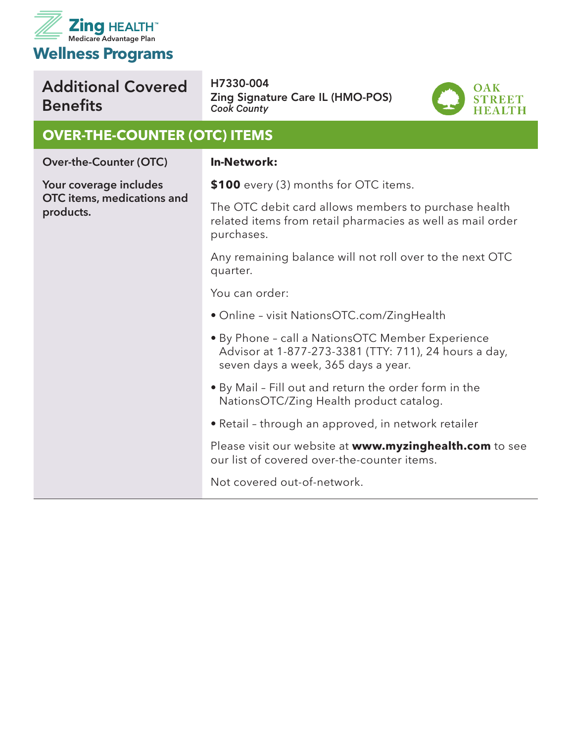Zing HEALTH™
Medicare Advantage Plan

# Wellness Programs

| Additional Covered Benefits | H7330-004<br>**Zing Signature Care IL (HMO-POS)**<br>*Cook County* |
|---|---|

OAK STREET HEALTH

## OVER-THE-COUNTER (OTC) ITEMS

| Over-the-Counter (OTC)<br><br>**Your coverage includes OTC items, medications and products.** | **In-Network:**<br><br>**$100** every (3) months for OTC items.<br><br>The OTC debit card allows members to purchase health related items from retail pharmacies as well as mail order purchases.<br><br>Any remaining balance will not roll over to the next OTC quarter.<br><br>You can order:<br><br>• Online – visit NationsOTC.com/ZingHealth<br><br>• By Phone – call a NationsOTC Member Experience Advisor at 1-877-273-3381 (TTY: 711), 24 hours a day, seven days a week, 365 days a year.<br><br>• By Mail – Fill out and return the order form in the NationsOTC/Zing Health product catalog.<br><br>• Retail – through an approved, in network retailer<br><br>Please visit our website at **www.myzinghealth.com** to see our list of covered over-the-counter items.<br><br>Not covered out-of-network. |
|---|---|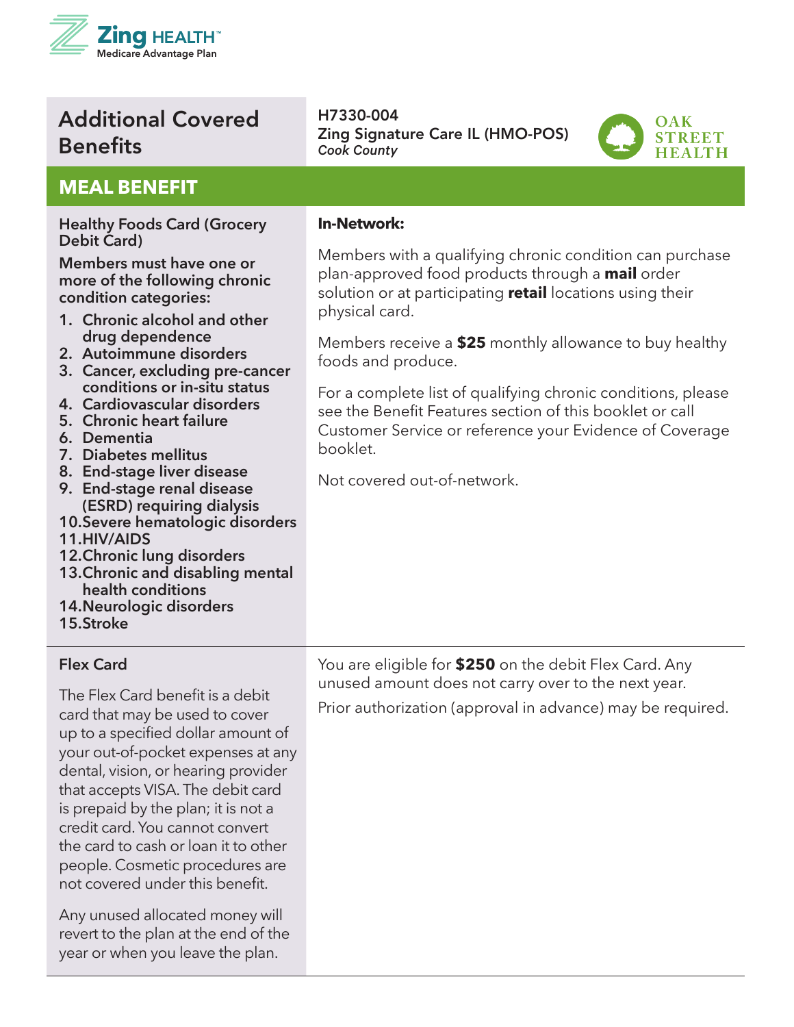# Additional Covered Benefits

**H7330-004**
**Zing Signature Care IL (HMO-POS)**
***Cook County***

## MEAL BENEFIT

| | |
|---|---|
| **Healthy Foods Card (Grocery Debit Card)**<br><br>**Members must have one or more of the following chronic condition categories:**<br>**1. Chronic alcohol and other drug dependence**<br>**2. Autoimmune disorders**<br>**3. Cancer, excluding pre-cancer conditions or in-situ status**<br>**4. Cardiovascular disorders**<br>**5. Chronic heart failure**<br>**6. Dementia**<br>**7. Diabetes mellitus**<br>**8. End-stage liver disease**<br>**9. End-stage renal disease (ESRD) requiring dialysis**<br>**10. Severe hematologic disorders**<br>**11. HIV/AIDS**<br>**12. Chronic lung disorders**<br>**13. Chronic and disabling mental health conditions**<br>**14. Neurologic disorders**<br>**15. Stroke** | **In-Network:**<br><br>Members with a qualifying chronic condition can purchase plan-approved food products through a **mail** order solution or at participating **retail** locations using their physical card.<br><br>Members receive a **$25** monthly allowance to buy healthy foods and produce.<br><br>For a complete list of qualifying chronic conditions, please see the Benefit Features section of this booklet or call Customer Service or reference your Evidence of Coverage booklet.<br><br>Not covered out-of-network. |
| **Flex Card**<br><br>The Flex Card benefit is a debit card that may be used to cover up to a specified dollar amount of your out-of-pocket expenses at any dental, vision, or hearing provider that accepts VISA. The debit card is prepaid by the plan; it is not a credit card. You cannot convert the card to cash or loan it to other people. Cosmetic procedures are not covered under this benefit.<br><br>Any unused allocated money will revert to the plan at the end of the year or when you leave the plan. | You are eligible for **$250** on the debit Flex Card. Any unused amount does not carry over to the next year.<br><br>Prior authorization (approval in advance) may be required. |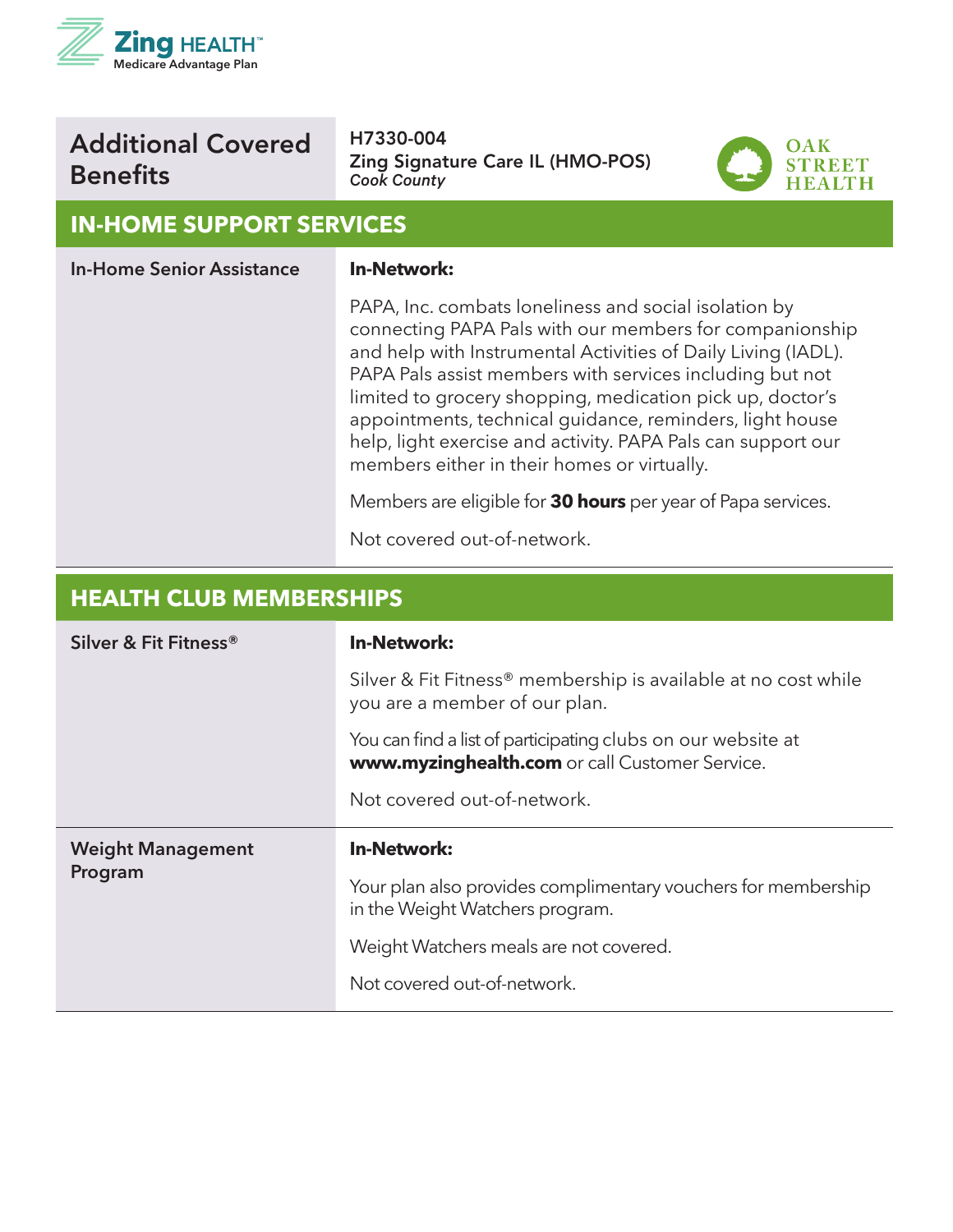# Additional Covered Benefits

**H7330-004**
**Zing Signature Care IL (HMO-POS)**
*Cook County*

## IN-HOME SUPPORT SERVICES

| | |
|---|---|
| **In-Home Senior Assistance** | **In-Network:**<br><br>PAPA, Inc. combats loneliness and social isolation by connecting PAPA Pals with our members for companionship and help with Instrumental Activities of Daily Living (IADL). PAPA Pals assist members with services including but not limited to grocery shopping, medication pick up, doctor's appointments, technical guidance, reminders, light house help, light exercise and activity. PAPA Pals can support our members either in their homes or virtually.<br><br>Members are eligible for **30 hours** per year of Papa services.<br><br>Not covered out-of-network. |

## HEALTH CLUB MEMBERSHIPS

| | |
|---|---|
| **Silver & Fit Fitness®** | **In-Network:**<br><br>Silver & Fit Fitness® membership is available at no cost while you are a member of our plan.<br><br>You can find a list of participating clubs on our website at **www.myzinghealth.com** or call Customer Service.<br><br>Not covered out-of-network. |
| **Weight Management Program** | **In-Network:**<br><br>Your plan also provides complimentary vouchers for membership in the Weight Watchers program.<br><br>Weight Watchers meals are not covered.<br><br>Not covered out-of-network. |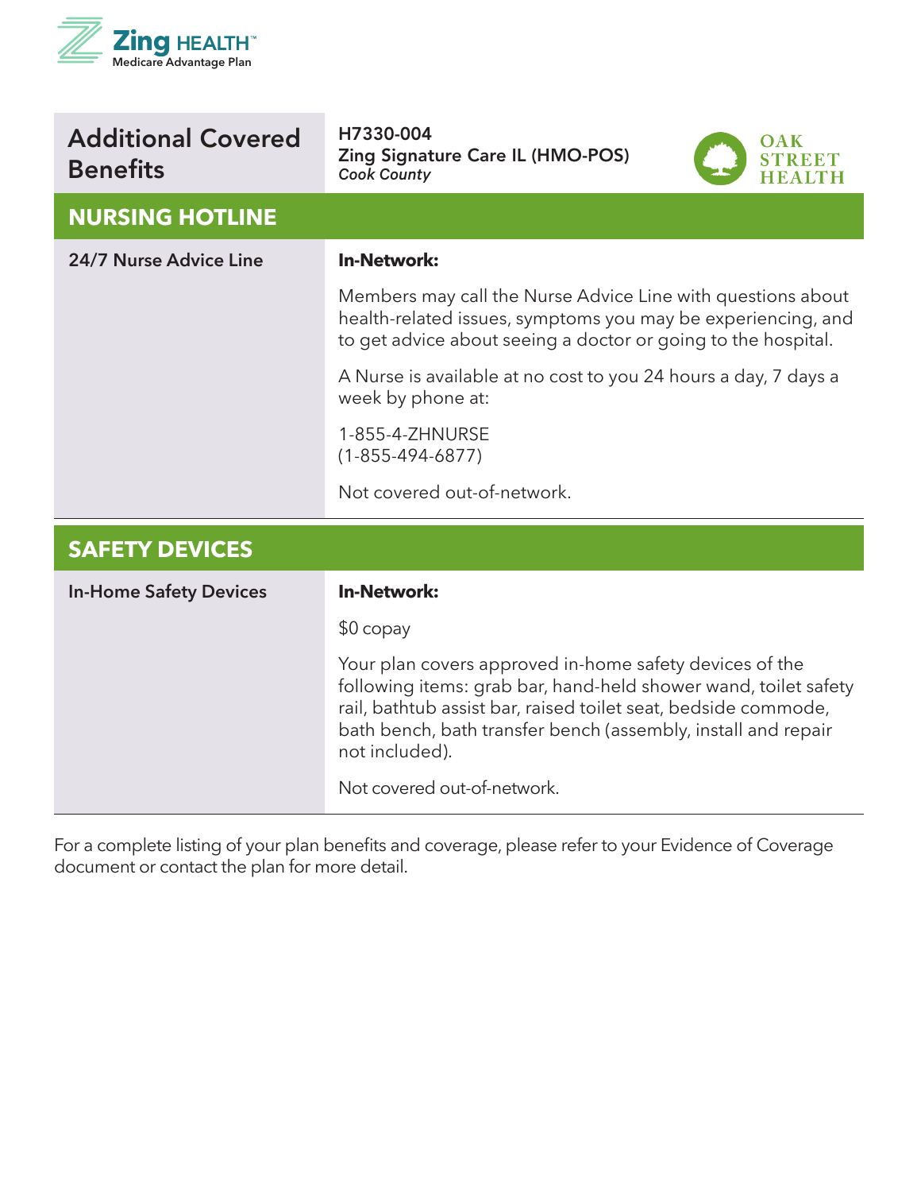| Additional Covered Benefits | H7330-004<br>Zing Signature Care IL (HMO-POS)<br>*Cook County* |
|---|---|

## NURSING HOTLINE

| | |
|---|---|
| **24/7 Nurse Advice Line** | **In-Network:**<br><br>Members may call the Nurse Advice Line with questions about health-related issues, symptoms you may be experiencing, and to get advice about seeing a doctor or going to the hospital.<br><br>A Nurse is available at no cost to you 24 hours a day, 7 days a week by phone at:<br><br>1-855-4-ZHNURSE<br>(1-855-494-6877)<br><br>Not covered out-of-network. |

## SAFETY DEVICES

| | |
|---|---|
| **In-Home Safety Devices** | **In-Network:**<br><br>$0 copay<br><br>Your plan covers approved in-home safety devices of the following items: grab bar, hand-held shower wand, toilet safety rail, bathtub assist bar, raised toilet seat, bedside commode, bath bench, bath transfer bench (assembly, install and repair not included).<br><br>Not covered out-of-network. |

For a complete listing of your plan benefits and coverage, please refer to your Evidence of Coverage document or contact the plan for more detail.